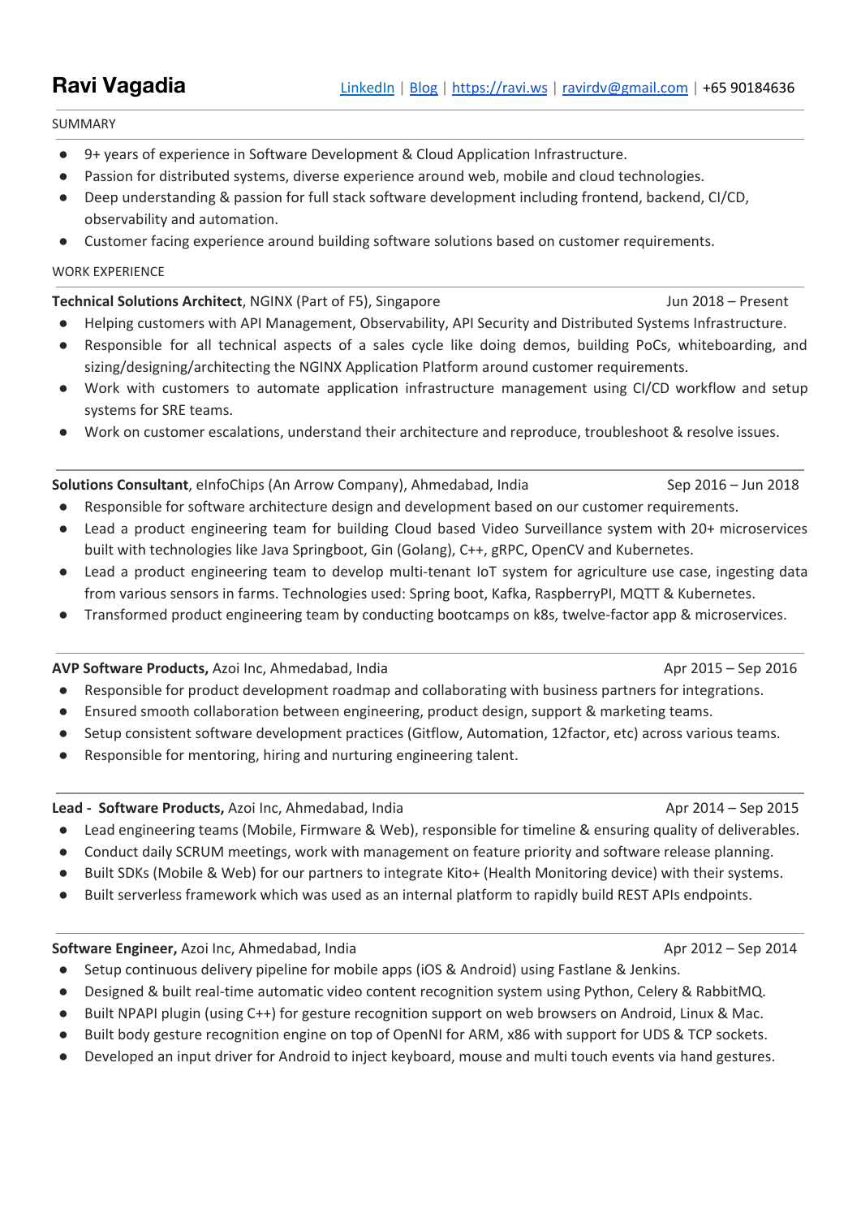# Ravi Vagadia

[LinkedIn] | [Blog] | https://ravi.ws | ravirdv@gmail.com | +65 90184636

## SUMMARY

- 9+ years of experience in Software Development & Cloud Application Infrastructure.
- Passion for distributed systems, diverse experience around web, mobile and cloud technologies.
- Deep understanding & passion for full stack software development including frontend, backend, CI/CD, observability and automation.
- Customer facing experience around building software solutions based on customer requirements.

## WORK EXPERIENCE

**Technical Solutions Architect**, NGINX (Part of F5), Singapore — Jun 2018 – Present

- Helping customers with API Management, Observability, API Security and Distributed Systems Infrastructure.
- Responsible for all technical aspects of a sales cycle like doing demos, building PoCs, whiteboarding, and sizing/designing/architecting the NGINX Application Platform around customer requirements.
- Work with customers to automate application infrastructure management using CI/CD workflow and setup systems for SRE teams.
- Work on customer escalations, understand their architecture and reproduce, troubleshoot & resolve issues.

**Solutions Consultant**, eInfoChips (An Arrow Company), Ahmedabad, India — Sep 2016 – Jun 2018

- Responsible for software architecture design and development based on our customer requirements.
- Lead a product engineering team for building Cloud based Video Surveillance system with 20+ microservices built with technologies like Java Springboot, Gin (Golang), C++, gRPC, OpenCV and Kubernetes.
- Lead a product engineering team to develop multi-tenant IoT system for agriculture use case, ingesting data from various sensors in farms. Technologies used: Spring boot, Kafka, RaspberryPI, MQTT & Kubernetes.
- Transformed product engineering team by conducting bootcamps on k8s, twelve-factor app & microservices.

**AVP Software Products,** Azoi Inc, Ahmedabad, India — Apr 2015 – Sep 2016

- Responsible for product development roadmap and collaborating with business partners for integrations.
- Ensured smooth collaboration between engineering, product design, support & marketing teams.
- Setup consistent software development practices (Gitflow, Automation, 12factor, etc) across various teams.
- Responsible for mentoring, hiring and nurturing engineering talent.

**Lead - Software Products,** Azoi Inc, Ahmedabad, India — Apr 2014 – Sep 2015

- Lead engineering teams (Mobile, Firmware & Web), responsible for timeline & ensuring quality of deliverables.
- Conduct daily SCRUM meetings, work with management on feature priority and software release planning.
- Built SDKs (Mobile & Web) for our partners to integrate Kito+ (Health Monitoring device) with their systems.
- Built serverless framework which was used as an internal platform to rapidly build REST APIs endpoints.

**Software Engineer,** Azoi Inc, Ahmedabad, India — Apr 2012 – Sep 2014

- Setup continuous delivery pipeline for mobile apps (iOS & Android) using Fastlane & Jenkins.
- Designed & built real-time automatic video content recognition system using Python, Celery & RabbitMQ.
- Built NPAPI plugin (using C++) for gesture recognition support on web browsers on Android, Linux & Mac.
- Built body gesture recognition engine on top of OpenNI for ARM, x86 with support for UDS & TCP sockets.
- Developed an input driver for Android to inject keyboard, mouse and multi touch events via hand gestures.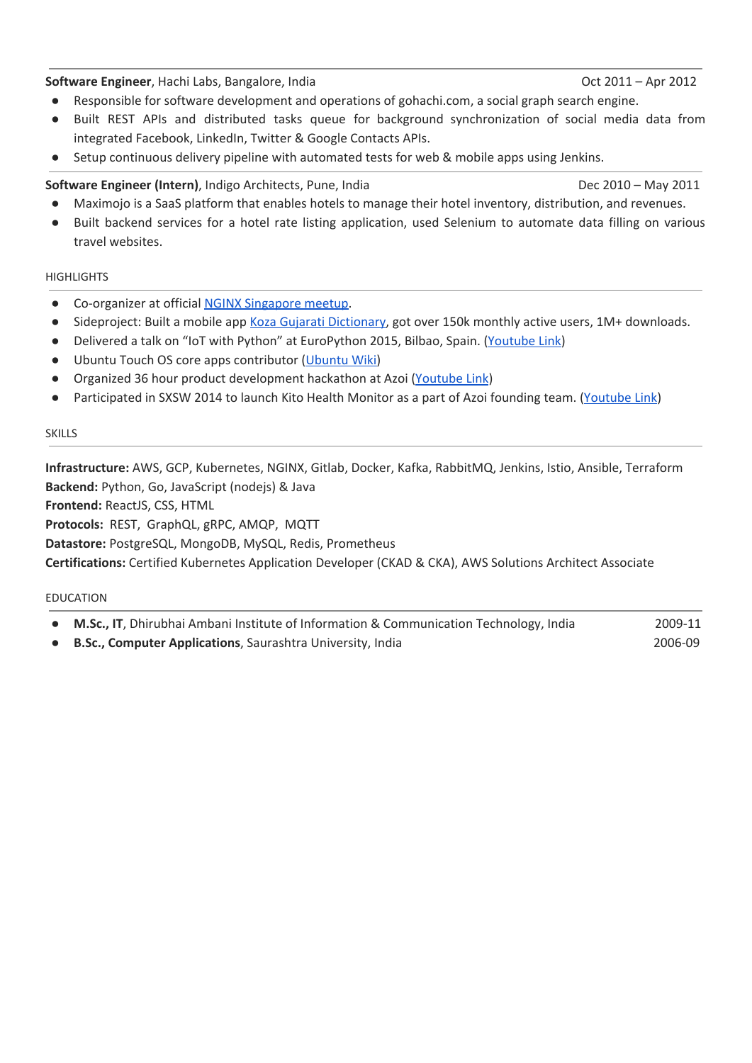**Software Engineer**, Hachi Labs, Bangalore, India Oct 2011 – Apr 2012

- Responsible for software development and operations of gohachi.com, a social graph search engine.
- Built REST APIs and distributed tasks queue for background synchronization of social media data from integrated Facebook, LinkedIn, Twitter & Google Contacts APIs.
- Setup continuous delivery pipeline with automated tests for web & mobile apps using Jenkins.

**Software Engineer (Intern)**, Indigo Architects, Pune, India Dec 2010 – May 2011

- Maximojo is a SaaS platform that enables hotels to manage their hotel inventory, distribution, and revenues.
- Built backend services for a hotel rate listing application, used Selenium to automate data filling on various travel websites.

## HIGHLIGHTS

- Co-organizer at official NGINX Singapore meetup.
- Sideproject: Built a mobile app Koza Gujarati Dictionary, got over 150k monthly active users, 1M+ downloads.
- Delivered a talk on "IoT with Python" at EuroPython 2015, Bilbao, Spain. (Youtube Link)
- Ubuntu Touch OS core apps contributor (Ubuntu Wiki)
- Organized 36 hour product development hackathon at Azoi (Youtube Link)
- Participated in SXSW 2014 to launch Kito Health Monitor as a part of Azoi founding team. (Youtube Link)

## SKILLS

**Infrastructure:** AWS, GCP, Kubernetes, NGINX, Gitlab, Docker, Kafka, RabbitMQ, Jenkins, Istio, Ansible, Terraform
**Backend:** Python, Go, JavaScript (nodejs) & Java
**Frontend:** ReactJS, CSS, HTML
**Protocols:** REST, GraphQL, gRPC, AMQP, MQTT
**Datastore:** PostgreSQL, MongoDB, MySQL, Redis, Prometheus
**Certifications:** Certified Kubernetes Application Developer (CKAD & CKA), AWS Solutions Architect Associate

## EDUCATION

- **M.Sc., IT**, Dhirubhai Ambani Institute of Information & Communication Technology, India 2009-11
- **B.Sc., Computer Applications**, Saurashtra University, India 2006-09